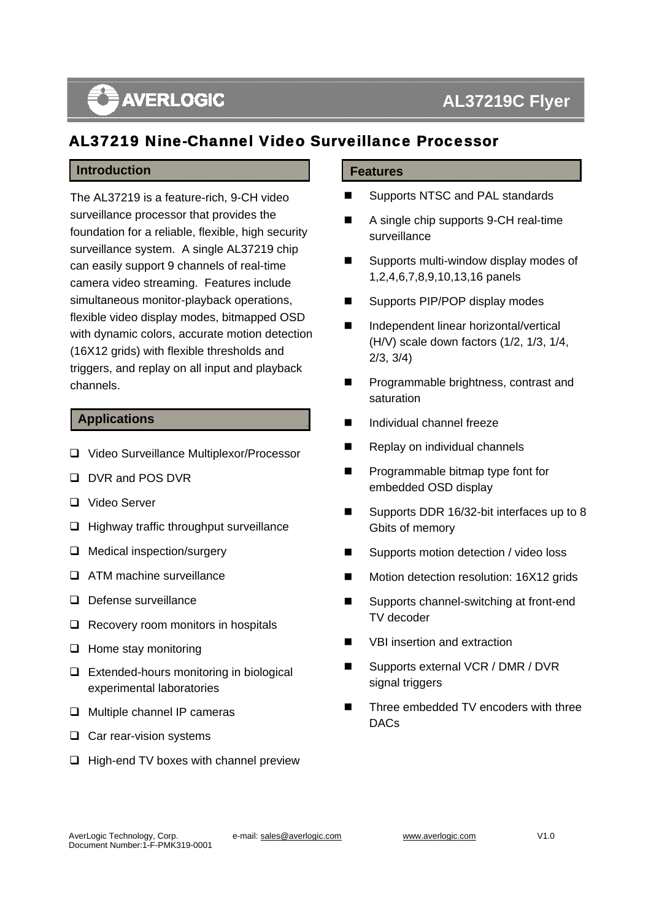# AL37219 Nine-Channel Video Surveillance Processor

## Introduction

The AL37219 is a feature-rich, 9-CH video surveillance processor that provides the foundation for a reliable, flexible, high security surveillance system. A single AL37219 chip can easily support 9 channels of real-time camera video streaming. Features include simultaneous monitor-playback operations, flexible video display modes, bitmapped OSD with dynamic colors, accurate motion detection (16X12 grids) with flexible thresholds and triggers, and replay on all input and playback channels.

## Applications

- Video Surveillance Multiplexor/Processor
- DVR and POS DVR
- Video Server
- Highway traffic throughput surveillance
- Medical inspection/surgery
- ATM machine surveillance
- Defense surveillance
- Recovery room monitors in hospitals
- Home stay monitoring
- Extended-hours monitoring in biological experimental laboratories
- Multiple channel IP cameras
- Car rear-vision systems
- High-end TV boxes with channel preview

## Features

- Supports NTSC and PAL standards
- A single chip supports 9-CH real-time surveillance
- Supports multi-window display modes of 1,2,4,6,7,8,9,10,13,16 panels
- Supports PIP/POP display modes
- Independent linear horizontal/vertical (H/V) scale down factors (1/2, 1/3, 1/4, 2/3, 3/4)
- Programmable brightness, contrast and saturation
- Individual channel freeze
- Replay on individual channels
- Programmable bitmap type font for embedded OSD display
- Supports DDR 16/32-bit interfaces up to 8 Gbits of memory
- Supports motion detection / video loss
- Motion detection resolution: 16X12 grids
- Supports channel-switching at front-end TV decoder
- VBI insertion and extraction
- Supports external VCR / DMR / DVR signal triggers
- Three embedded TV encoders with three DACs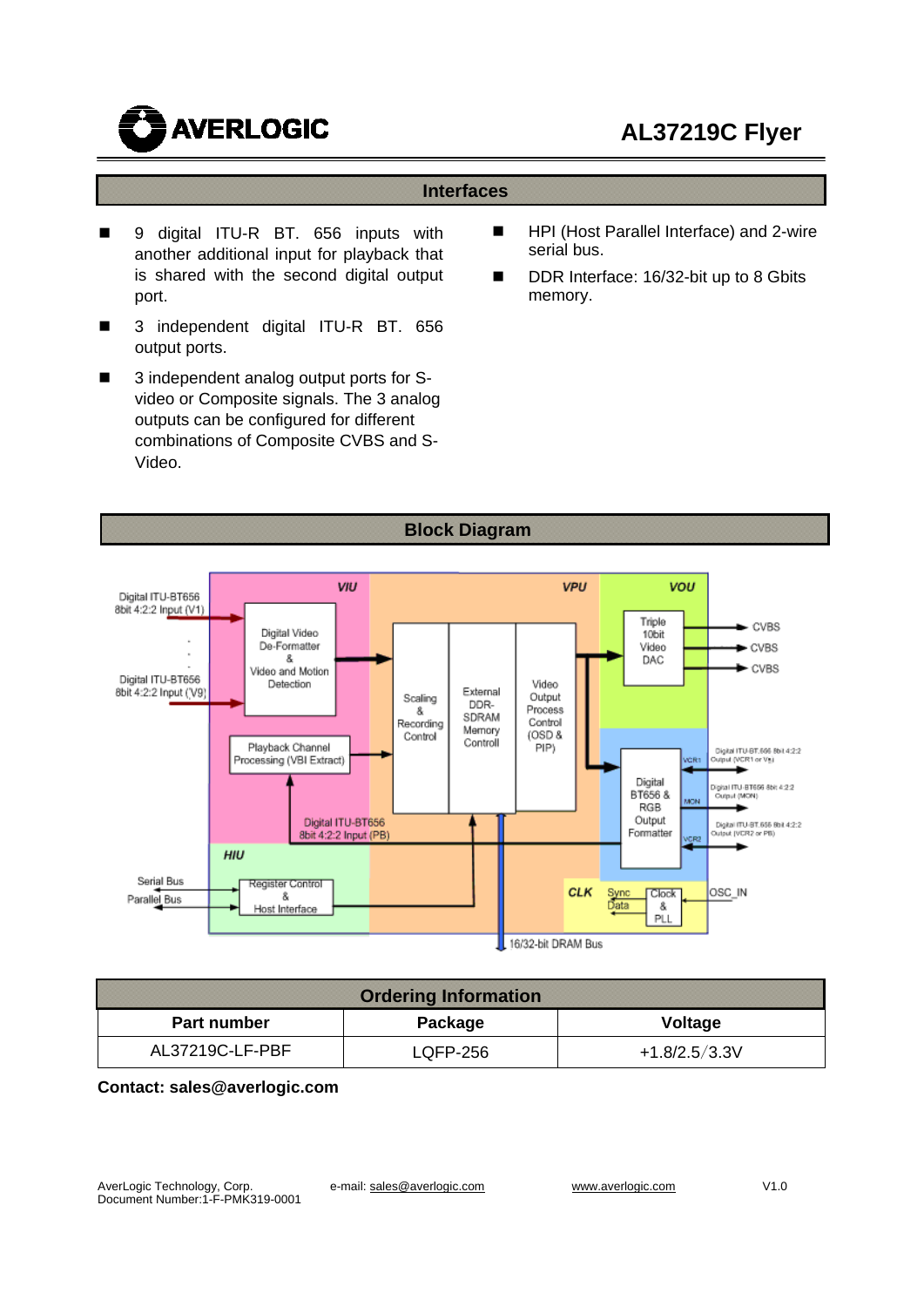## Interfaces

- 9 digital ITU-R BT. 656 inputs with another additional input for playback that is shared with the second digital output port.
- 3 independent digital ITU-R BT. 656 output ports.
- 3 independent analog output ports for S-video or Composite signals. The 3 analog outputs can be configured for different combinations of Composite CVBS and S-Video.
- HPI (Host Parallel Interface) and 2-wire serial bus.
- DDR Interface: 16/32-bit up to 8 Gbits memory.

## Block Diagram

VIU
VPU
VOU
Digital ITU-BT656 8bit 4:2:2 Input (V1)
Digital ITU-BT656 8bit 4:2:2 Input (V9)
Digital Video De-Formatter & Video and Motion Detection
Playback Channel Processing (VBI Extract)
Digital ITU-BT656 8bit 4:2:2 Input (PB)
Scaling & Recording Control
External DDR-SDRAM Memory Controll
Video Output Process Control (OSD & PIP)
Triple 10bit Video DAC
CVBS
CVBS
CVBS
Digital BT656 & RGB Output Formatter
VCR1
MON
VCR2
Digital ITU-BT.656 8bit 4:2:2 Output (VCR1 or V9)
Digital ITU-BT656 8bit 4:2:2 Output (MON)
Digital ITU-BT.656 8bit 4:2:2 Output (VCR2 or PB)
HIU
Serial Bus
Parallel Bus
Register Control & Host Interface
CLK
Sync Data
Clock & PLL
OSC_IN
16/32-bit DRAM Bus

## Ordering Information

| Part number | Package | Voltage |
|---|---|---|
| AL37219C-LF-PBF | LQFP-256 | +1.8/2.5/3.3V |

**Contact: sales@averlogic.com**